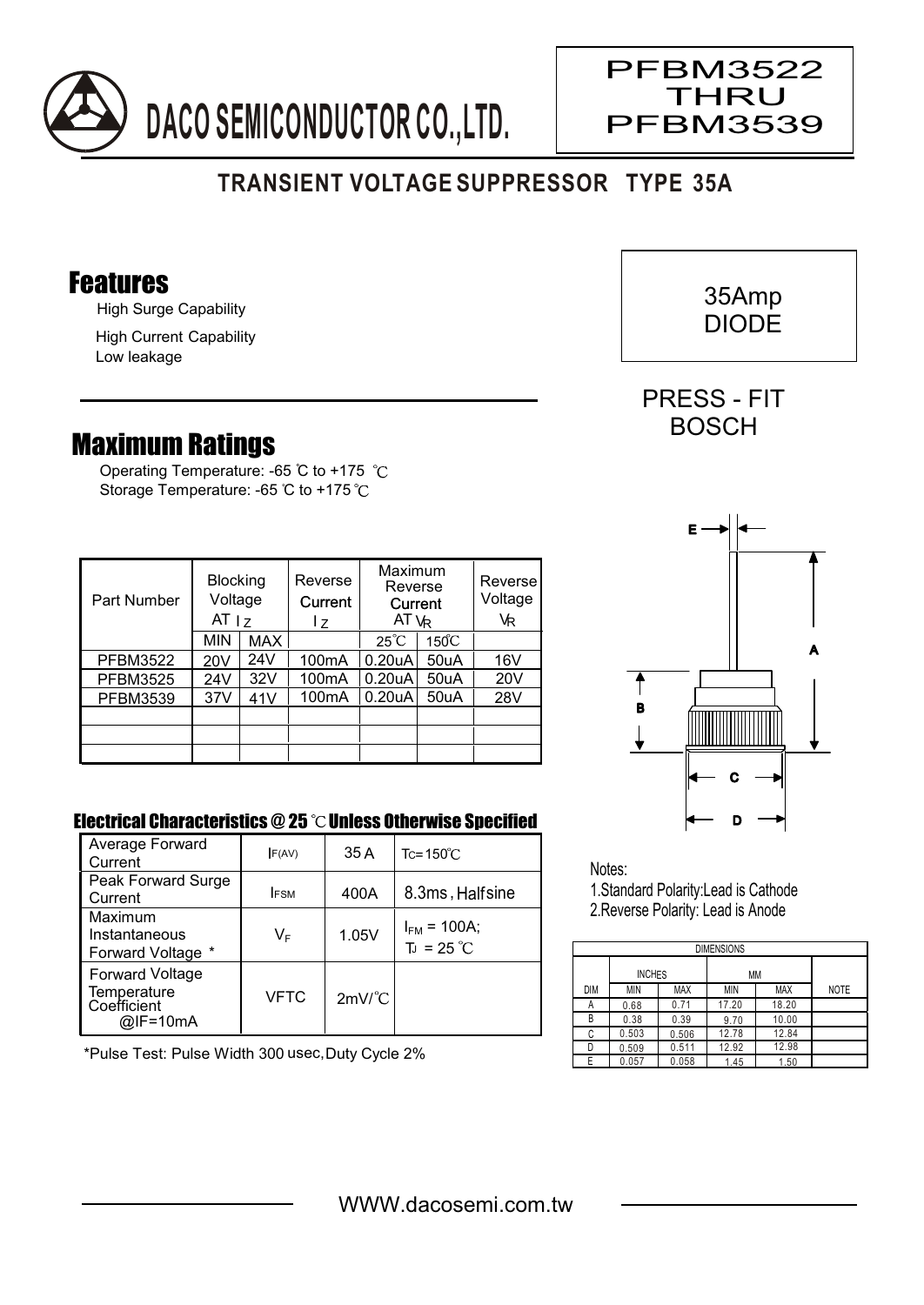# DACO SEMICONDUCTOR CO.,LTD.

PFBM3522
THRU
PFBM3539

## TRANSIENT VOLTAGE SUPPRESSOR TYPE 35A

35Amp
DIODE

PRESS - FIT
BOSCH

## Features

High Surge Capability

High Current Capability

Low leakage

## Maximum Ratings

Operating Temperature: -65 ℃ to +175 ℃

Storage Temperature: -65 ℃ to +175 ℃

| Part Number | Blocking Voltage AT $I_Z$ | | Reverse Current $I_Z$ | Maximum Reverse Current AT $V_R$ | | Reverse Voltage $V_R$ |
|---|---|---|---|---|---|---|
| | MIN | MAX | | 25℃ | 150℃ | |
| PFBM3522 | 20V | 24V | 100mA | 0.20uA | 50uA | 16V |
| PFBM3525 | 24V | 32V | 100mA | 0.20uA | 50uA | 20V |
| PFBM3539 | 37V | 41V | 100mA | 0.20uA | 50uA | 28V |
| | | | | | | |
| | | | | | | |
| | | | | | | |

### Electrical Characteristics @ 25 ℃ Unless Otherwise Specified

| | | | |
|---|---|---|---|
| Average Forward Current | $I_{F(AV)}$ | 35 A | $T_C$=150℃ |
| Peak Forward Surge Current | $I_{FSM}$ | 400A | 8.3ms , Halfsine |
| Maximum Instantaneous Forward Voltage * | $V_F$ | 1.05V | $I_{FM}$ = 100A; $T_J$ = 25 ℃ |
| Forward Voltage Temperature Coefficient @IF=10mA | VFTC | 2mV/℃ | |

*Pulse Test: Pulse Width 300 usec, Duty Cycle 2%

Notes:

1.Standard Polarity:Lead is Cathode

2.Reverse Polarity: Lead is Anode

| DIMENSIONS | | | | | |
|---|---|---|---|---|---|
| | INCHES | | MM | | |
| DIM | MIN | MAX | MIN | MAX | NOTE |
| A | 0.68 | 0.71 | 17.20 | 18.20 | |
| B | 0.38 | 0.39 | 9.70 | 10.00 | |
| C | 0.503 | 0.506 | 12.78 | 12.84 | |
| D | 0.509 | 0.511 | 12.92 | 12.98 | |
| E | 0.057 | 0.058 | 1.45 | 1.50 | |

WWW.dacosemi.com.tw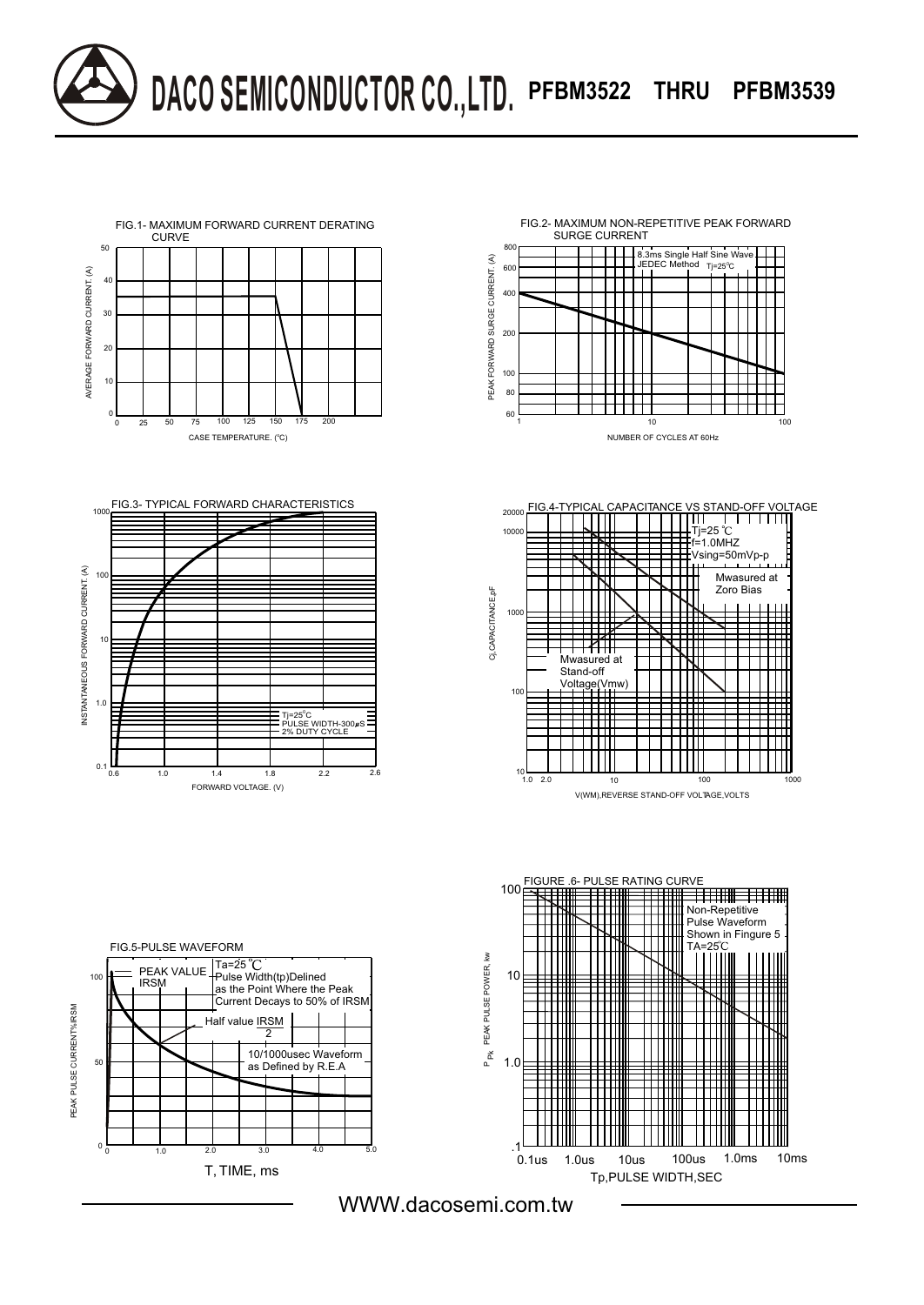# DACO SEMICONDUCTOR CO.,LTD. PFBM3522 THRU PFBM3539

FIG.1- MAXIMUM FORWARD CURRENT DERATING CURVE

AVERAGE FORWARD CURRENT. (A)

50
40
30
20
10
0

0 25 50 75 100 125 150 175 200

CASE TEMPERATURE. (℃)

FIG.2- MAXIMUM NON-REPETITIVE PEAK FORWARD SURGE CURRENT

PEAK FORWARD SURGE CURRENT. (A)

8.3ms Single Half Sine Wave
JEDEC Method Tj=25℃

800
600
400
200
100
80
60

1 10 100

NUMBER OF CYCLES AT 60Hz

FIG.3- TYPICAL FORWARD CHARACTERISTICS

INSTANTANEOUS FORWARD CURRENT. (A)

1000
100
10
1.0
0.1

Tj=25°C
PULSE WIDTH-300μS
2% DUTY CYCLE

0.6 1.0 1.4 1.8 2.2 2.6

FORWARD VOLTAGE. (V)

FIG.4-TYPICAL CAPACITANCE VS STAND-OFF VOLTAGE

$C_J$,CAPACITANCE,pF

20000
10000
1000
100
10

Tj=25 ℃
f=1.0MHZ
Vsing=50mVp-p

Mwasured at
Zoro Bias

Mwasured at
Stand-off
Voltage(Vmw)

1.0 2.0 10 100 1000

V(WM),REVERSE STAND-OFF VOLTAGE,VOLTS

FIG.5-PULSE WAVEFORM

PEAK PULSE CURRENT%IRSM

100
50
0

PEAK VALUE
IRSM

Ta=25 ℃
Pulse Width(tp)Delined
as the Point Where the Peak
Current Decays to 50% of IRSM

Half value IRSM / 2

10/1000usec Waveform
as Defined by R.E.A

0 1.0 2.0 3.0 4.0 5.0

T, TIME, ms

FIGURE .6- PULSE RATING CURVE

$P_{Pk}$ PEAK PULSE POWER, kw

100
10
1.0
.1

Non-Repetitive
Pulse Waveform
Shown in Fingure 5
TA=25℃

0.1us 1.0us 10us 100us 1.0ms 10ms

Tp,PULSE WIDTH,SEC

WWW.dacosemi.com.tw